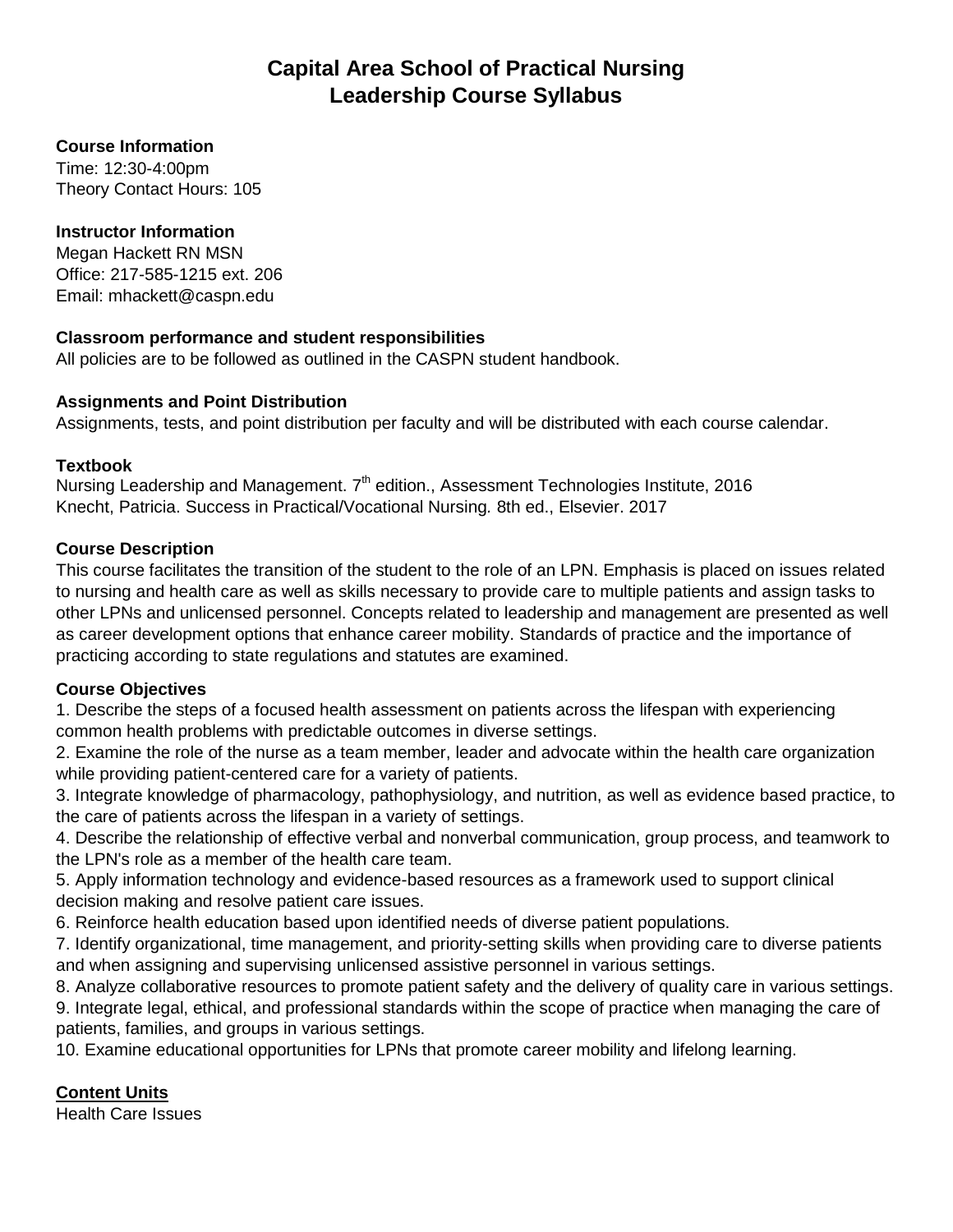# Capital Area School of Practical Nursing
# Leadership Course Syllabus

**Course Information**
Time: 12:30-4:00pm
Theory Contact Hours: 105

**Instructor Information**
Megan Hackett RN MSN
Office: 217-585-1215 ext. 206
Email: mhackett@caspn.edu

**Classroom performance and student responsibilities**
All policies are to be followed as outlined in the CASPN student handbook.

**Assignments and Point Distribution**
Assignments, tests, and point distribution per faculty and will be distributed with each course calendar.

**Textbook**
Nursing Leadership and Management. 7th edition., Assessment Technologies Institute, 2016
Knecht, Patricia. Success in Practical/Vocational Nursing. 8th ed., Elsevier. 2017

**Course Description**
This course facilitates the transition of the student to the role of an LPN. Emphasis is placed on issues related to nursing and health care as well as skills necessary to provide care to multiple patients and assign tasks to other LPNs and unlicensed personnel. Concepts related to leadership and management are presented as well as career development options that enhance career mobility. Standards of practice and the importance of practicing according to state regulations and statutes are examined.

**Course Objectives**
1. Describe the steps of a focused health assessment on patients across the lifespan with experiencing common health problems with predictable outcomes in diverse settings.
2. Examine the role of the nurse as a team member, leader and advocate within the health care organization while providing patient-centered care for a variety of patients.
3. Integrate knowledge of pharmacology, pathophysiology, and nutrition, as well as evidence based practice, to the care of patients across the lifespan in a variety of settings.
4. Describe the relationship of effective verbal and nonverbal communication, group process, and teamwork to the LPN's role as a member of the health care team.
5. Apply information technology and evidence-based resources as a framework used to support clinical decision making and resolve patient care issues.
6. Reinforce health education based upon identified needs of diverse patient populations.
7. Identify organizational, time management, and priority-setting skills when providing care to diverse patients and when assigning and supervising unlicensed assistive personnel in various settings.
8. Analyze collaborative resources to promote patient safety and the delivery of quality care in various settings.
9. Integrate legal, ethical, and professional standards within the scope of practice when managing the care of patients, families, and groups in various settings.
10. Examine educational opportunities for LPNs that promote career mobility and lifelong learning.

**Content Units**
Health Care Issues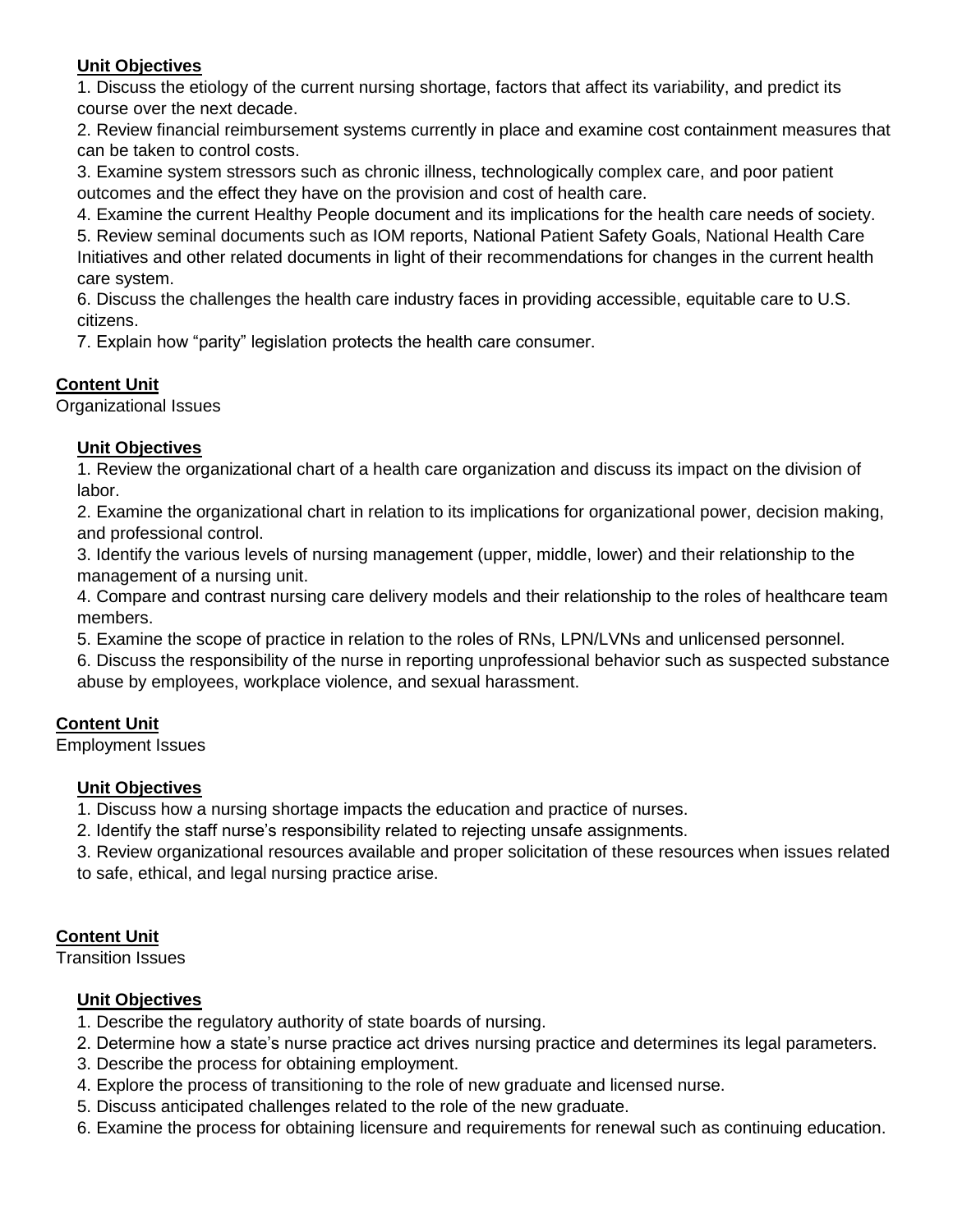**Unit Objectives**

1. Discuss the etiology of the current nursing shortage, factors that affect its variability, and predict its course over the next decade.
2. Review financial reimbursement systems currently in place and examine cost containment measures that can be taken to control costs.
3. Examine system stressors such as chronic illness, technologically complex care, and poor patient outcomes and the effect they have on the provision and cost of health care.
4. Examine the current Healthy People document and its implications for the health care needs of society.
5. Review seminal documents such as IOM reports, National Patient Safety Goals, National Health Care Initiatives and other related documents in light of their recommendations for changes in the current health care system.
6. Discuss the challenges the health care industry faces in providing accessible, equitable care to U.S. citizens.
7. Explain how "parity" legislation protects the health care consumer.

**Content Unit**

Organizational Issues

**Unit Objectives**

1. Review the organizational chart of a health care organization and discuss its impact on the division of labor.
2. Examine the organizational chart in relation to its implications for organizational power, decision making, and professional control.
3. Identify the various levels of nursing management (upper, middle, lower) and their relationship to the management of a nursing unit.
4. Compare and contrast nursing care delivery models and their relationship to the roles of healthcare team members.
5. Examine the scope of practice in relation to the roles of RNs, LPN/LVNs and unlicensed personnel.
6. Discuss the responsibility of the nurse in reporting unprofessional behavior such as suspected substance abuse by employees, workplace violence, and sexual harassment.

**Content Unit**

Employment Issues

**Unit Objectives**

1. Discuss how a nursing shortage impacts the education and practice of nurses.
2. Identify the staff nurse's responsibility related to rejecting unsafe assignments.
3. Review organizational resources available and proper solicitation of these resources when issues related to safe, ethical, and legal nursing practice arise.

**Content Unit**

Transition Issues

**Unit Objectives**

1. Describe the regulatory authority of state boards of nursing.
2. Determine how a state's nurse practice act drives nursing practice and determines its legal parameters.
3. Describe the process for obtaining employment.
4. Explore the process of transitioning to the role of new graduate and licensed nurse.
5. Discuss anticipated challenges related to the role of the new graduate.
6. Examine the process for obtaining licensure and requirements for renewal such as continuing education.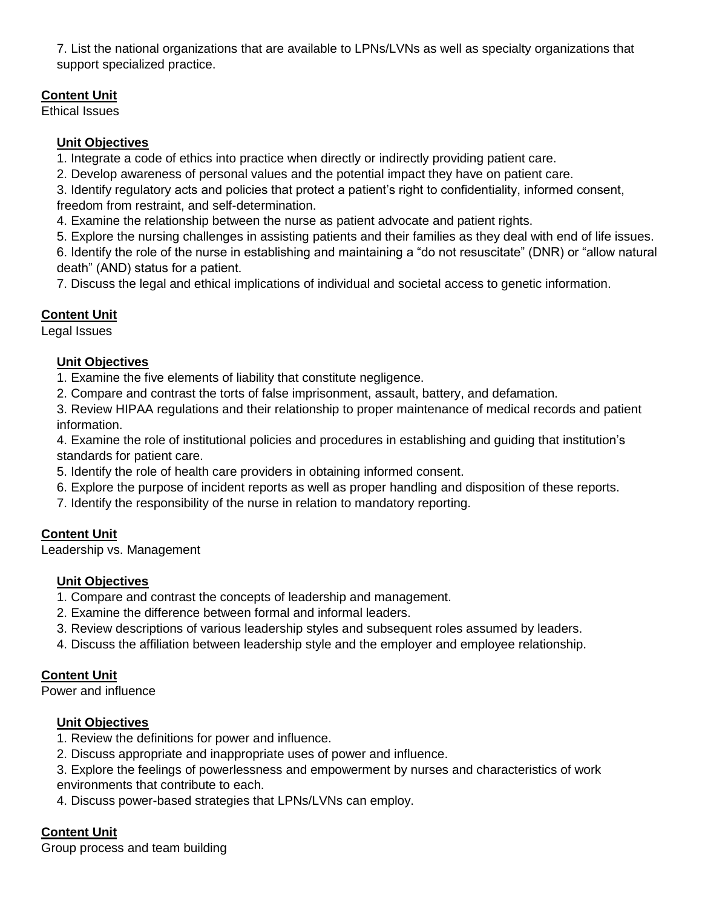7. List the national organizations that are available to LPNs/LVNs as well as specialty organizations that support specialized practice.

**Content Unit**

Ethical Issues

**Unit Objectives**

1. Integrate a code of ethics into practice when directly or indirectly providing patient care.
2. Develop awareness of personal values and the potential impact they have on patient care.
3. Identify regulatory acts and policies that protect a patient's right to confidentiality, informed consent, freedom from restraint, and self-determination.
4. Examine the relationship between the nurse as patient advocate and patient rights.
5. Explore the nursing challenges in assisting patients and their families as they deal with end of life issues.
6. Identify the role of the nurse in establishing and maintaining a "do not resuscitate" (DNR) or "allow natural death" (AND) status for a patient.
7. Discuss the legal and ethical implications of individual and societal access to genetic information.

**Content Unit**

Legal Issues

**Unit Objectives**

1. Examine the five elements of liability that constitute negligence.
2. Compare and contrast the torts of false imprisonment, assault, battery, and defamation.
3. Review HIPAA regulations and their relationship to proper maintenance of medical records and patient information.
4. Examine the role of institutional policies and procedures in establishing and guiding that institution's standards for patient care.
5. Identify the role of health care providers in obtaining informed consent.
6. Explore the purpose of incident reports as well as proper handling and disposition of these reports.
7. Identify the responsibility of the nurse in relation to mandatory reporting.

**Content Unit**

Leadership vs. Management

**Unit Objectives**

1. Compare and contrast the concepts of leadership and management.
2. Examine the difference between formal and informal leaders.
3. Review descriptions of various leadership styles and subsequent roles assumed by leaders.
4. Discuss the affiliation between leadership style and the employer and employee relationship.

**Content Unit**

Power and influence

**Unit Objectives**

1. Review the definitions for power and influence.
2. Discuss appropriate and inappropriate uses of power and influence.
3. Explore the feelings of powerlessness and empowerment by nurses and characteristics of work environments that contribute to each.
4. Discuss power-based strategies that LPNs/LVNs can employ.

**Content Unit**

Group process and team building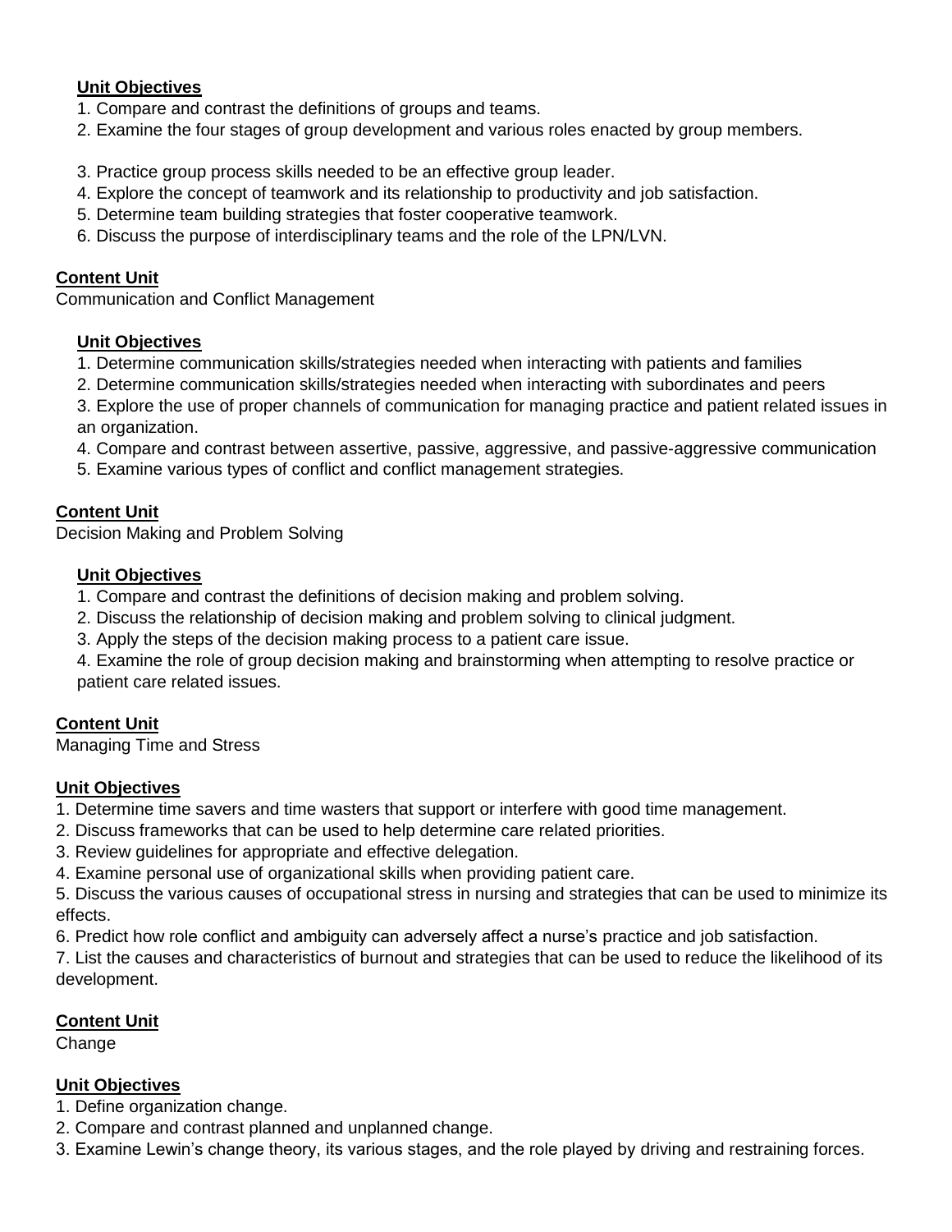**Unit Objectives**

1. Compare and contrast the definitions of groups and teams.
2. Examine the four stages of group development and various roles enacted by group members.
3. Practice group process skills needed to be an effective group leader.
4. Explore the concept of teamwork and its relationship to productivity and job satisfaction.
5. Determine team building strategies that foster cooperative teamwork.
6. Discuss the purpose of interdisciplinary teams and the role of the LPN/LVN.

**Content Unit**

Communication and Conflict Management

**Unit Objectives**

1. Determine communication skills/strategies needed when interacting with patients and families
2. Determine communication skills/strategies needed when interacting with subordinates and peers
3. Explore the use of proper channels of communication for managing practice and patient related issues in an organization.
4. Compare and contrast between assertive, passive, aggressive, and passive-aggressive communication
5. Examine various types of conflict and conflict management strategies.

**Content Unit**

Decision Making and Problem Solving

**Unit Objectives**

1. Compare and contrast the definitions of decision making and problem solving.
2. Discuss the relationship of decision making and problem solving to clinical judgment.
3. Apply the steps of the decision making process to a patient care issue.
4. Examine the role of group decision making and brainstorming when attempting to resolve practice or patient care related issues.

**Content Unit**

Managing Time and Stress

**Unit Objectives**

1. Determine time savers and time wasters that support or interfere with good time management.
2. Discuss frameworks that can be used to help determine care related priorities.
3. Review guidelines for appropriate and effective delegation.
4. Examine personal use of organizational skills when providing patient care.
5. Discuss the various causes of occupational stress in nursing and strategies that can be used to minimize its effects.
6. Predict how role conflict and ambiguity can adversely affect a nurse's practice and job satisfaction.
7. List the causes and characteristics of burnout and strategies that can be used to reduce the likelihood of its development.

**Content Unit**

Change

**Unit Objectives**

1. Define organization change.
2. Compare and contrast planned and unplanned change.
3. Examine Lewin's change theory, its various stages, and the role played by driving and restraining forces.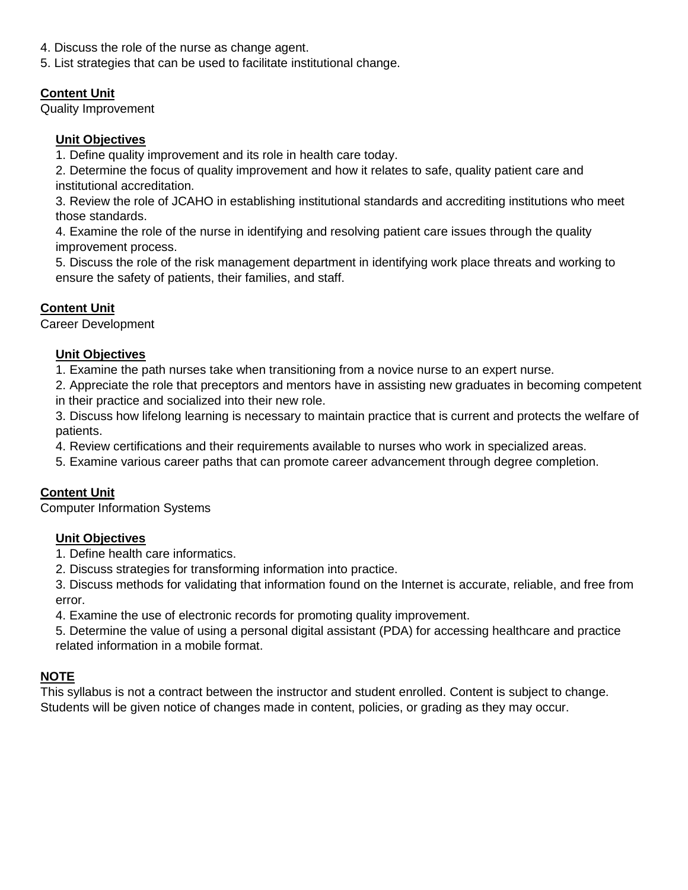4. Discuss the role of the nurse as change agent.
5. List strategies that can be used to facilitate institutional change.

**Content Unit**
Quality Improvement

**Unit Objectives**
1. Define quality improvement and its role in health care today.
2. Determine the focus of quality improvement and how it relates to safe, quality patient care and institutional accreditation.
3. Review the role of JCAHO in establishing institutional standards and accrediting institutions who meet those standards.
4. Examine the role of the nurse in identifying and resolving patient care issues through the quality improvement process.
5. Discuss the role of the risk management department in identifying work place threats and working to ensure the safety of patients, their families, and staff.

**Content Unit**
Career Development

**Unit Objectives**
1. Examine the path nurses take when transitioning from a novice nurse to an expert nurse.
2. Appreciate the role that preceptors and mentors have in assisting new graduates in becoming competent in their practice and socialized into their new role.
3. Discuss how lifelong learning is necessary to maintain practice that is current and protects the welfare of patients.
4. Review certifications and their requirements available to nurses who work in specialized areas.
5. Examine various career paths that can promote career advancement through degree completion.

**Content Unit**
Computer Information Systems

**Unit Objectives**
1. Define health care informatics.
2. Discuss strategies for transforming information into practice.
3. Discuss methods for validating that information found on the Internet is accurate, reliable, and free from error.
4. Examine the use of electronic records for promoting quality improvement.
5. Determine the value of using a personal digital assistant (PDA) for accessing healthcare and practice related information in a mobile format.

**NOTE**
This syllabus is not a contract between the instructor and student enrolled. Content is subject to change. Students will be given notice of changes made in content, policies, or grading as they may occur.